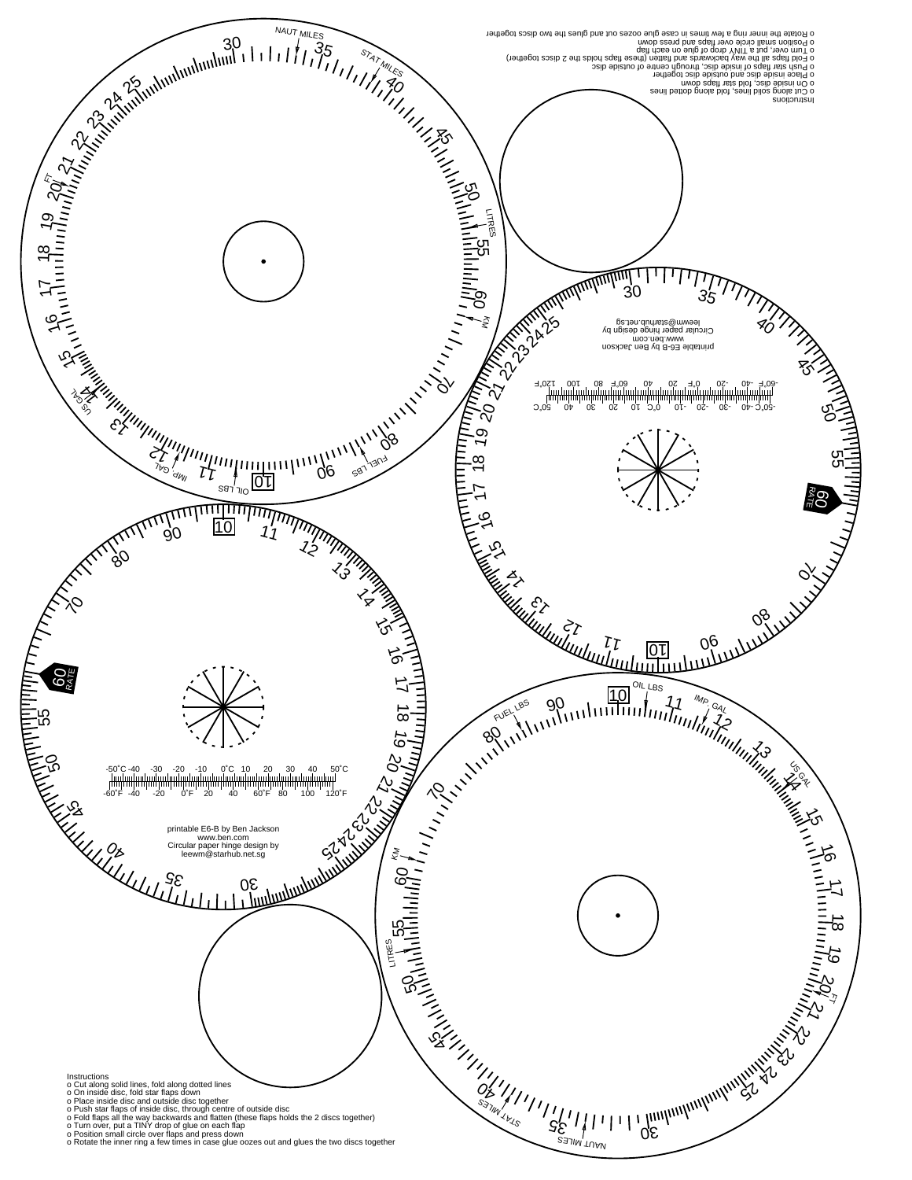Instructions

- o Cut along solid lines, fold along dotted lines
- o On inside disc, fold star flaps down
- o Place inside disc and outside disc together
- o Push star flaps of inside disc, through centre of outside disc
- o Fold flaps all the way backwards and flatten (these flaps holds the 2 discs together)
- o Turn over, put a TINY drop of glue on each flap
- o Position small circle over flaps and press down
- o Rotate the inner ring a few times in case glue oozes out and glues the two discs together

printable E6-B by Ben Jackson
www.ben.com
Circular paper hinge design by
leewm@starhub.net.sg

Instructions

- o Cut along solid lines, fold along dotted lines
- o On inside disc, fold star flaps down
- o Place inside disc and outside disc together
- o Push star flaps of inside disc, through centre of outside disc
- o Fold flaps all the way backwards and flatten (these flaps holds the 2 discs together)
- o Turn over, put a TINY drop of glue on each flap
- o Position small circle over flaps and press down
- o Rotate the inner ring a few times in case glue oozes out and glues the two discs together

printable E6-B by Ben Jackson
www.ben.com
Circular paper hinge design by
leewm@starhub.net.sg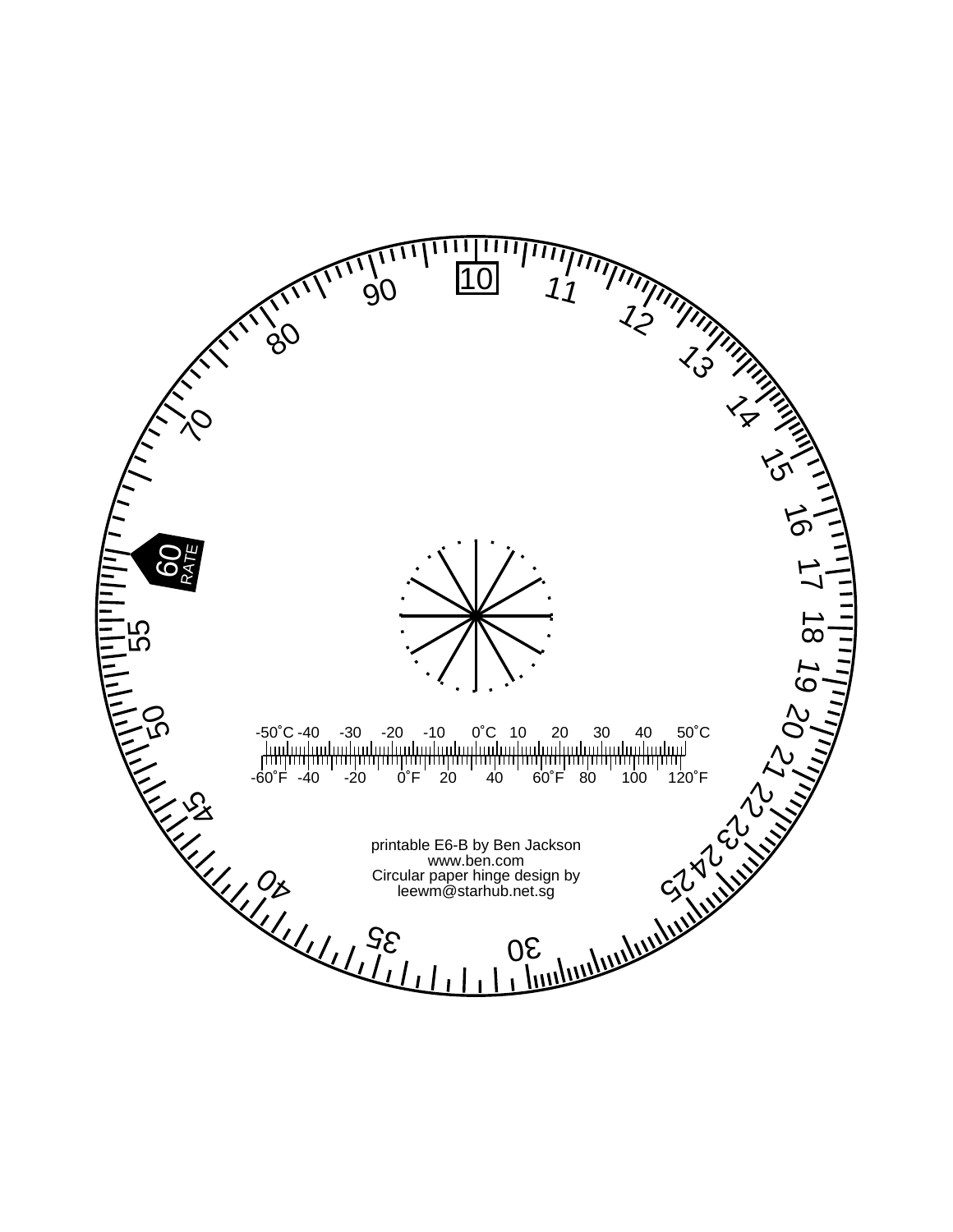10

11

12

13

14

15

16

17

18

19

20

21

22

23

24

25

30

35

40

45

50

55

60 RATE

70

80

90

-50˚C -40 -30 -20 -10 0˚C 10 20 30 40 50˚C

-60˚F -40 -20 0˚F 20 40 60˚F 80 100 120˚F

printable E6-B by Ben Jackson
www.ben.com
Circular paper hinge design by
leewm@starhub.net.sg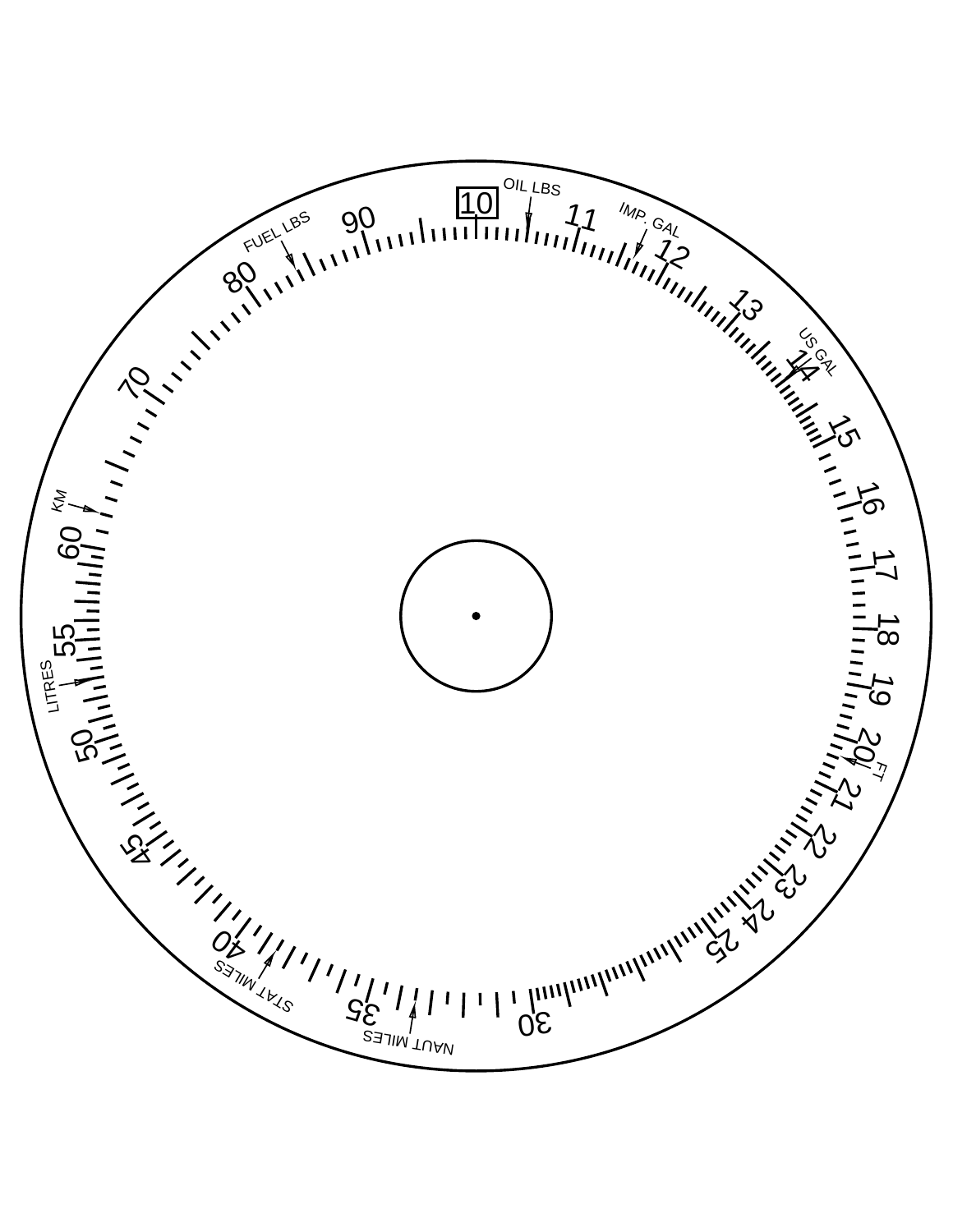10

OIL LBS

11

IMP. GAL

12

13

US GAL

14

15

16

17

18

19

20

FT

21

22

23

24

25

30

NAUT MILES

35

STAT MILES

40

45

50

LITRES

55

60

KM

70

80

FUEL LBS

90